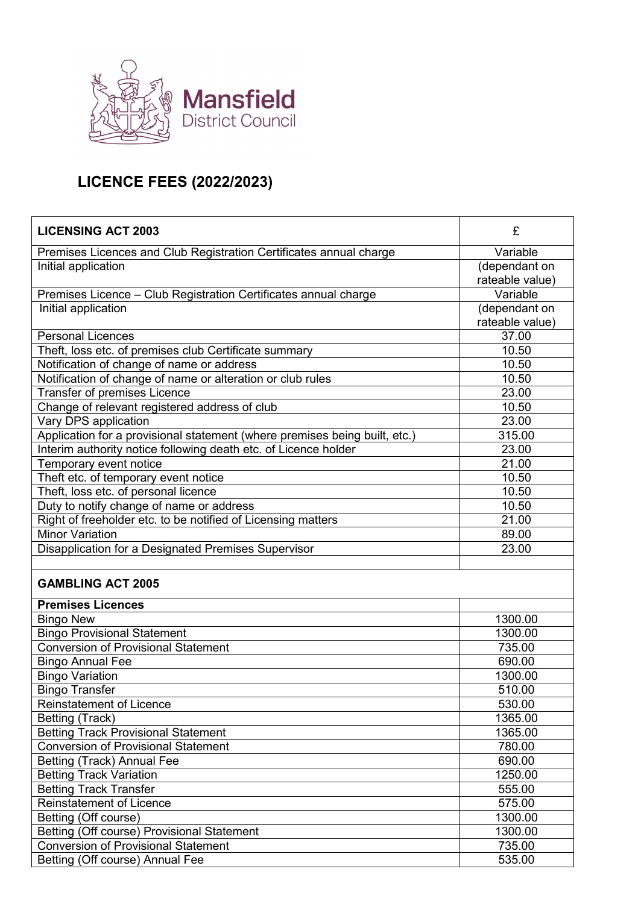Mansfield District Council

# LICENCE FEES (2022/2023)

| LICENSING ACT 2003 | £ |
|---|---|
| Premises Licences and Club Registration Certificates annual charge | Variable |
| Initial application | (dependant on rateable value) |
| Premises Licence – Club Registration Certificates annual charge | Variable |
| Initial application | (dependant on rateable value) |
| Personal Licences | 37.00 |
| Theft, loss etc. of premises club Certificate summary | 10.50 |
| Notification of change of name or address | 10.50 |
| Notification of change of name or alteration or club rules | 10.50 |
| Transfer of premises Licence | 23.00 |
| Change of relevant registered address of club | 10.50 |
| Vary DPS application | 23.00 |
| Application for a provisional statement (where premises being built, etc.) | 315.00 |
| Interim authority notice following death etc. of Licence holder | 23.00 |
| Temporary event notice | 21.00 |
| Theft etc. of temporary event notice | 10.50 |
| Theft, loss etc. of personal licence | 10.50 |
| Duty to notify change of name or address | 10.50 |
| Right of freeholder etc. to be notified of Licensing matters | 21.00 |
| Minor Variation | 89.00 |
| Disapplication for a Designated Premises Supervisor | 23.00 |
| | |
| **GAMBLING ACT 2005** | |
| **Premises Licences** | |
| Bingo New | 1300.00 |
| Bingo Provisional Statement | 1300.00 |
| Conversion of Provisional Statement | 735.00 |
| Bingo Annual Fee | 690.00 |
| Bingo Variation | 1300.00 |
| Bingo Transfer | 510.00 |
| Reinstatement of Licence | 530.00 |
| Betting (Track) | 1365.00 |
| Betting Track Provisional Statement | 1365.00 |
| Conversion of Provisional Statement | 780.00 |
| Betting (Track) Annual Fee | 690.00 |
| Betting Track Variation | 1250.00 |
| Betting Track Transfer | 555.00 |
| Reinstatement of Licence | 575.00 |
| Betting (Off course) | 1300.00 |
| Betting (Off course) Provisional Statement | 1300.00 |
| Conversion of Provisional Statement | 735.00 |
| Betting (Off course) Annual Fee | 535.00 |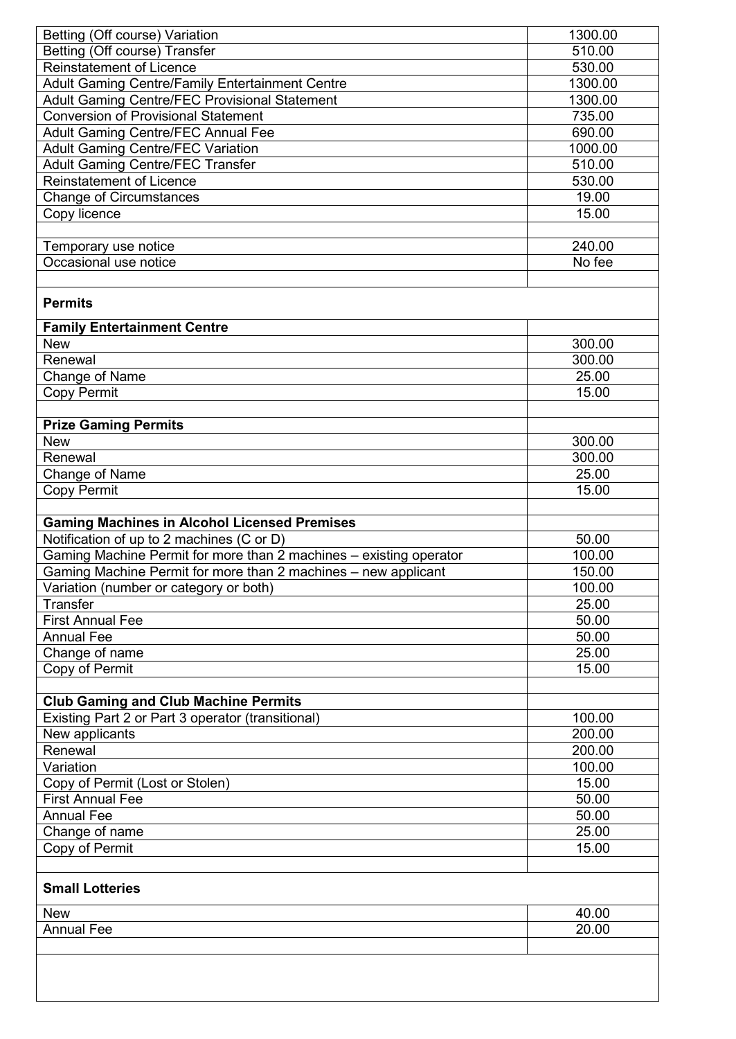| | |
|---|---|
| Betting (Off course) Variation | 1300.00 |
| Betting (Off course) Transfer | 510.00 |
| Reinstatement of Licence | 530.00 |
| Adult Gaming Centre/Family Entertainment Centre | 1300.00 |
| Adult Gaming Centre/FEC Provisional Statement | 1300.00 |
| Conversion of Provisional Statement | 735.00 |
| Adult Gaming Centre/FEC Annual Fee | 690.00 |
| Adult Gaming Centre/FEC Variation | 1000.00 |
| Adult Gaming Centre/FEC Transfer | 510.00 |
| Reinstatement of Licence | 530.00 |
| Change of Circumstances | 19.00 |
| Copy licence | 15.00 |
| | |
| Temporary use notice | 240.00 |
| Occasional use notice | No fee |
| | |
| **Permits** | |
| **Family Entertainment Centre** | |
| New | 300.00 |
| Renewal | 300.00 |
| Change of Name | 25.00 |
| Copy Permit | 15.00 |
| | |
| **Prize Gaming Permits** | |
| New | 300.00 |
| Renewal | 300.00 |
| Change of Name | 25.00 |
| Copy Permit | 15.00 |
| | |
| **Gaming Machines in Alcohol Licensed Premises** | |
| Notification of up to 2 machines (C or D) | 50.00 |
| Gaming Machine Permit for more than 2 machines – existing operator | 100.00 |
| Gaming Machine Permit for more than 2 machines – new applicant | 150.00 |
| Variation (number or category or both) | 100.00 |
| Transfer | 25.00 |
| First Annual Fee | 50.00 |
| Annual Fee | 50.00 |
| Change of name | 25.00 |
| Copy of Permit | 15.00 |
| | |
| **Club Gaming and Club Machine Permits** | |
| Existing Part 2 or Part 3 operator (transitional) | 100.00 |
| New applicants | 200.00 |
| Renewal | 200.00 |
| Variation | 100.00 |
| Copy of Permit (Lost or Stolen) | 15.00 |
| First Annual Fee | 50.00 |
| Annual Fee | 50.00 |
| Change of name | 25.00 |
| Copy of Permit | 15.00 |
| | |
| **Small Lotteries** | |
| New | 40.00 |
| Annual Fee | 20.00 |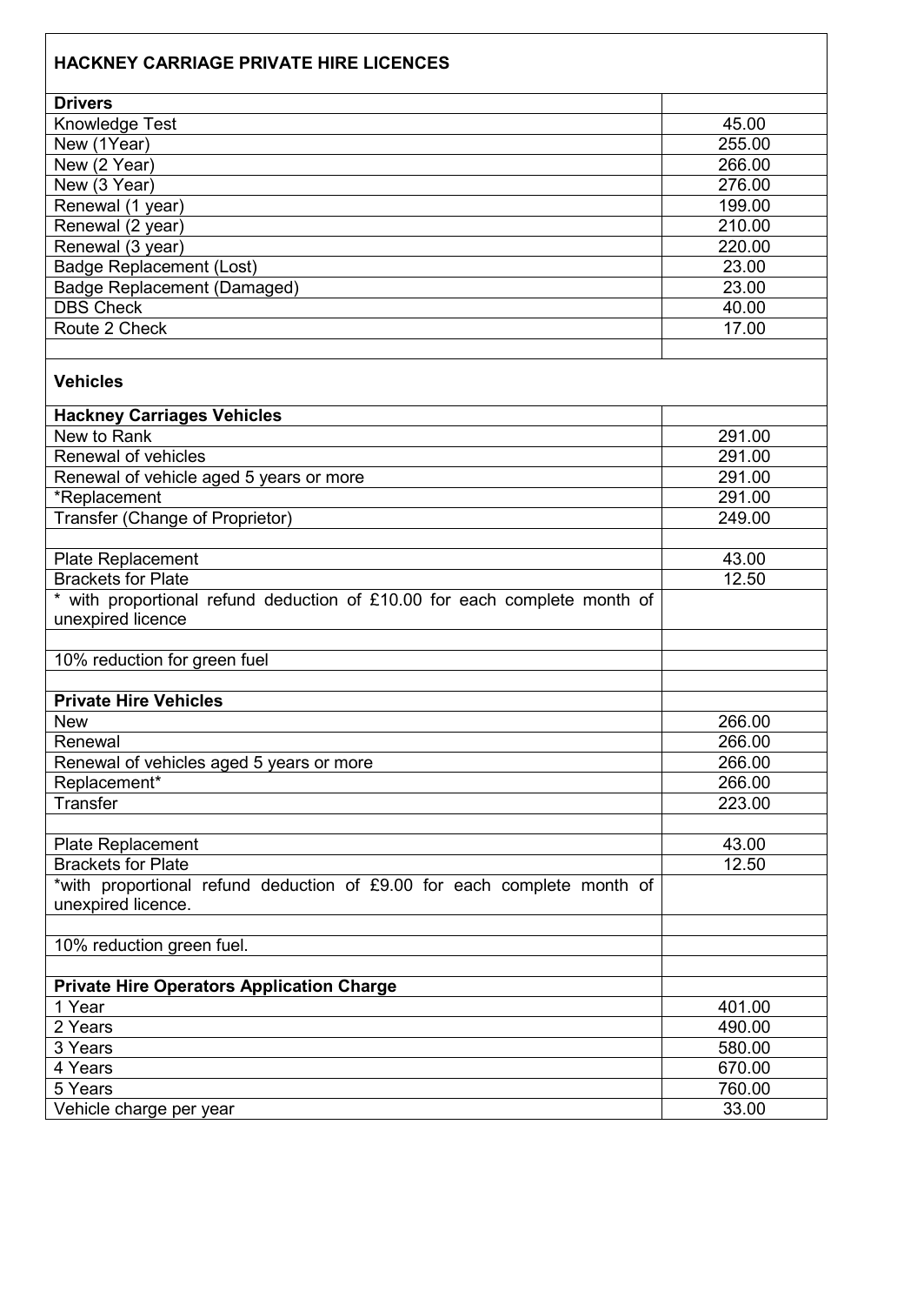| HACKNEY CARRIAGE PRIVATE HIRE LICENCES | |
|---|---|
| **Drivers** | |
| Knowledge Test | 45.00 |
| New (1Year) | 255.00 |
| New (2 Year) | 266.00 |
| New (3 Year) | 276.00 |
| Renewal (1 year) | 199.00 |
| Renewal (2 year) | 210.00 |
| Renewal (3 year) | 220.00 |
| Badge Replacement (Lost) | 23.00 |
| Badge Replacement (Damaged) | 23.00 |
| DBS Check | 40.00 |
| Route 2 Check | 17.00 |
| | |
| **Vehicles** | |
| **Hackney Carriages Vehicles** | |
| New to Rank | 291.00 |
| Renewal of vehicles | 291.00 |
| Renewal of vehicle aged 5 years or more | 291.00 |
| *Replacement | 291.00 |
| Transfer (Change of Proprietor) | 249.00 |
| | |
| Plate Replacement | 43.00 |
| Brackets for Plate | 12.50 |
| * with proportional refund deduction of £10.00 for each complete month of unexpired licence | |
| | |
| 10% reduction for green fuel | |
| | |
| **Private Hire Vehicles** | |
| New | 266.00 |
| Renewal | 266.00 |
| Renewal of vehicles aged 5 years or more | 266.00 |
| Replacement* | 266.00 |
| Transfer | 223.00 |
| | |
| Plate Replacement | 43.00 |
| Brackets for Plate | 12.50 |
| *with proportional refund deduction of £9.00 for each complete month of unexpired licence. | |
| | |
| 10% reduction green fuel. | |
| | |
| **Private Hire Operators Application Charge** | |
| 1 Year | 401.00 |
| 2 Years | 490.00 |
| 3 Years | 580.00 |
| 4 Years | 670.00 |
| 5 Years | 760.00 |
| Vehicle charge per year | 33.00 |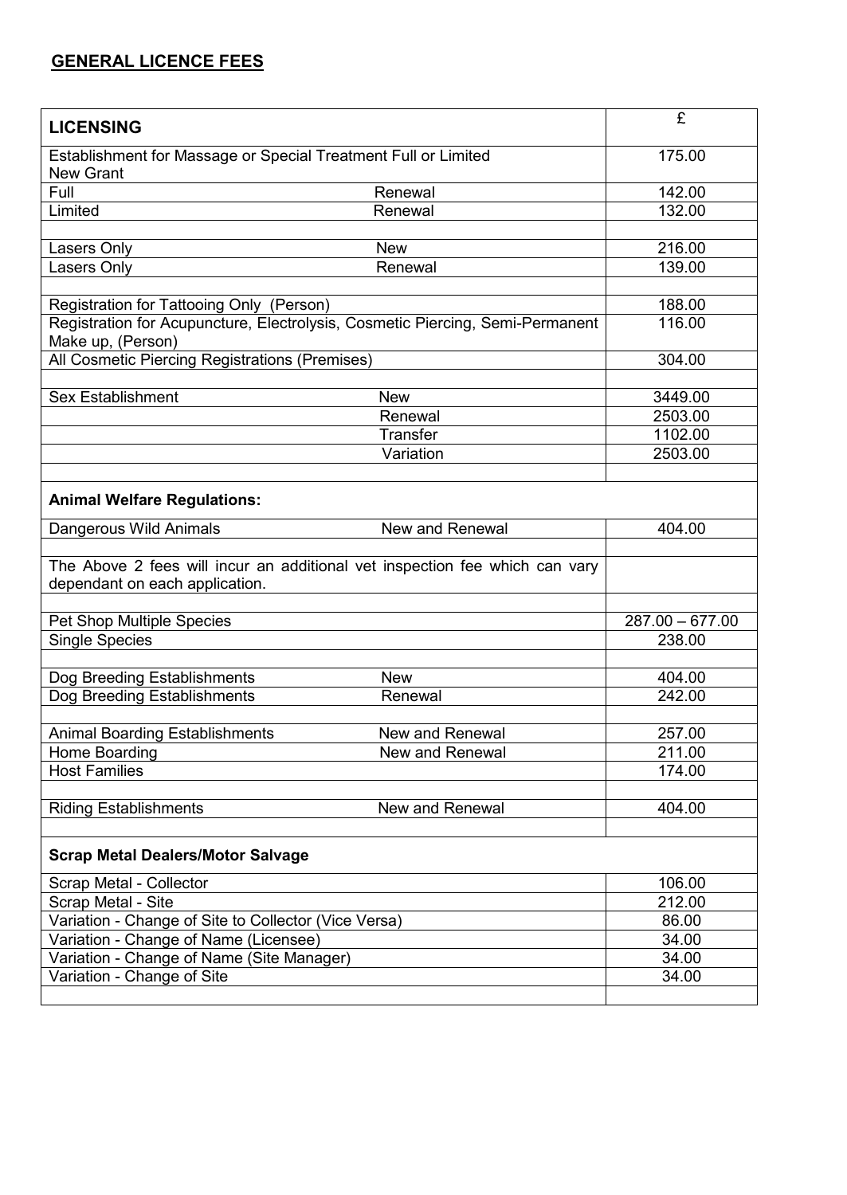## GENERAL LICENCE FEES

| LICENSING | | £ |
|---|---|---|
| Establishment for Massage or Special Treatment Full or Limited New Grant | | 175.00 |
| Full | Renewal | 142.00 |
| Limited | Renewal | 132.00 |
| | | |
| Lasers Only | New | 216.00 |
| Lasers Only | Renewal | 139.00 |
| | | |
| Registration for Tattooing Only (Person) | | 188.00 |
| Registration for Acupuncture, Electrolysis, Cosmetic Piercing, Semi-Permanent Make up, (Person) | | 116.00 |
| All Cosmetic Piercing Registrations (Premises) | | 304.00 |
| | | |
| Sex Establishment | New | 3449.00 |
| | Renewal | 2503.00 |
| | Transfer | 1102.00 |
| | Variation | 2503.00 |
| | | |
| **Animal Welfare Regulations:** | | |
| Dangerous Wild Animals | New and Renewal | 404.00 |
| | | |
| The Above 2 fees will incur an additional vet inspection fee which can vary dependant on each application. | | |
| | | |
| Pet Shop Multiple Species | | 287.00 – 677.00 |
| Single Species | | 238.00 |
| | | |
| Dog Breeding Establishments | New | 404.00 |
| Dog Breeding Establishments | Renewal | 242.00 |
| | | |
| Animal Boarding Establishments | New and Renewal | 257.00 |
| Home Boarding | New and Renewal | 211.00 |
| Host Families | | 174.00 |
| | | |
| Riding Establishments | New and Renewal | 404.00 |
| | | |
| **Scrap Metal Dealers/Motor Salvage** | | |
| Scrap Metal - Collector | | 106.00 |
| Scrap Metal - Site | | 212.00 |
| Variation - Change of Site to Collector (Vice Versa) | | 86.00 |
| Variation - Change of Name (Licensee) | | 34.00 |
| Variation - Change of Name (Site Manager) | | 34.00 |
| Variation - Change of Site | | 34.00 |
| | | |